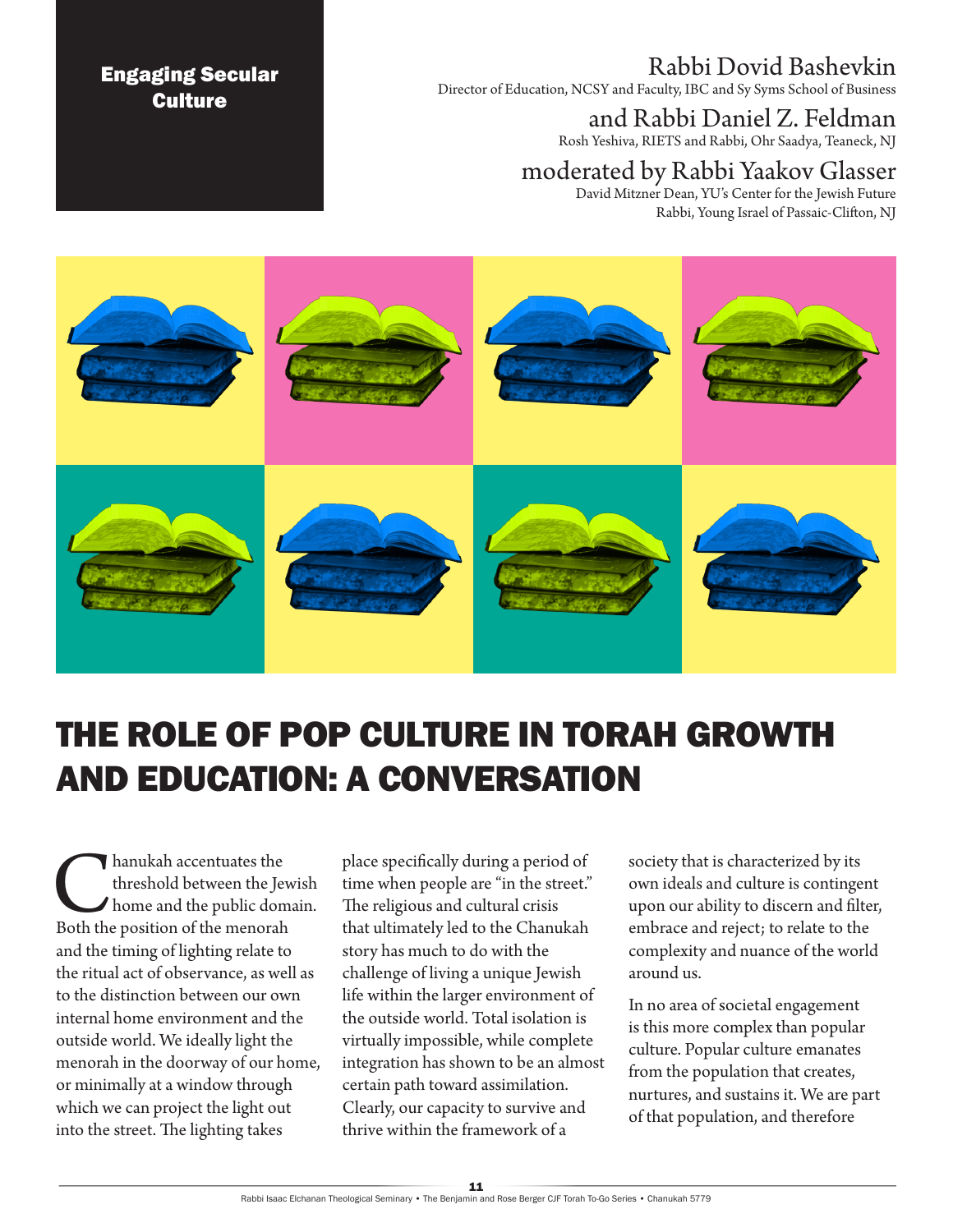Engaging Secular Culture

Rabbi Dovid Bashevkin
Director of Education, NCSY and Faculty, IBC and Sy Syms School of Business

and Rabbi Daniel Z. Feldman
Rosh Yeshiva, RIETS and Rabbi, Ohr Saadya, Teaneck, NJ

moderated by Rabbi Yaakov Glasser
David Mitzner Dean, YU's Center for the Jewish Future
Rabbi, Young Israel of Passaic-Clifton, NJ

# THE ROLE OF POP CULTURE IN TORAH GROWTH AND EDUCATION: A CONVERSATION

Chanukah accentuates the threshold between the Jewish home and the public domain. Both the position of the menorah and the timing of lighting relate to the ritual act of observance, as well as to the distinction between our own internal home environment and the outside world. We ideally light the menorah in the doorway of our home, or minimally at a window through which we can project the light out into the street. The lighting takes place specifically during a period of time when people are "in the street." The religious and cultural crisis that ultimately led to the Chanukah story has much to do with the challenge of living a unique Jewish life within the larger environment of the outside world. Total isolation is virtually impossible, while complete integration has shown to be an almost certain path toward assimilation. Clearly, our capacity to survive and thrive within the framework of a society that is characterized by its own ideals and culture is contingent upon our ability to discern and filter, embrace and reject; to relate to the complexity and nuance of the world around us.

In no area of societal engagement is this more complex than popular culture. Popular culture emanates from the population that creates, nurtures, and sustains it. We are part of that population, and therefore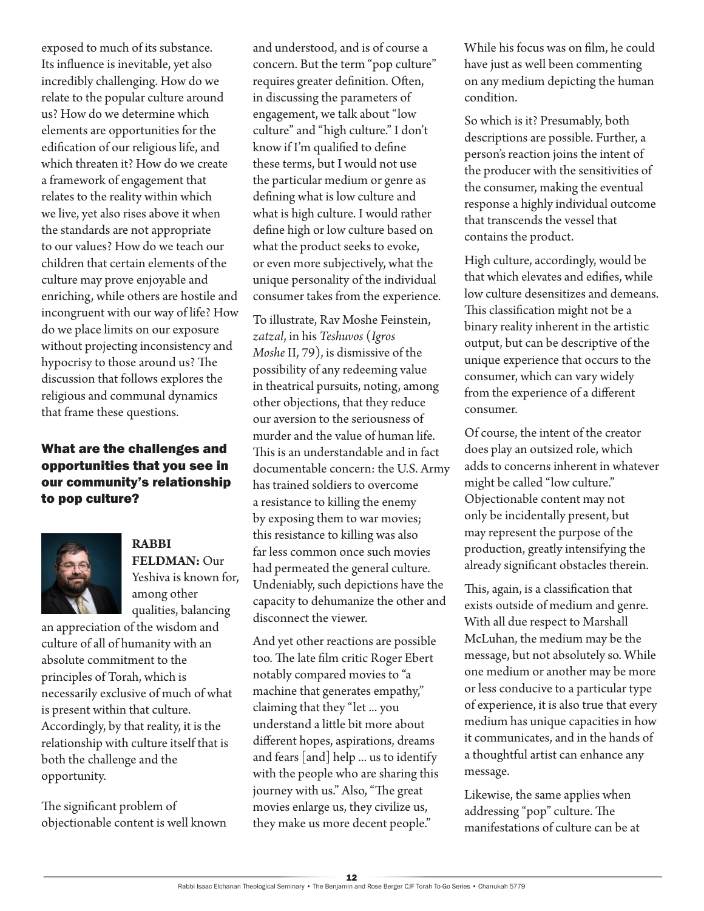exposed to much of its substance. Its influence is inevitable, yet also incredibly challenging. How do we relate to the popular culture around us? How do we determine which elements are opportunities for the edification of our religious life, and which threaten it? How do we create a framework of engagement that relates to the reality within which we live, yet also rises above it when the standards are not appropriate to our values? How do we teach our children that certain elements of the culture may prove enjoyable and enriching, while others are hostile and incongruent with our way of life? How do we place limits on our exposure without projecting inconsistency and hypocrisy to those around us? The discussion that follows explores the religious and communal dynamics that frame these questions.

### What are the challenges and opportunities that you see in our community's relationship to pop culture?

**RABBI FELDMAN:** Our Yeshiva is known for, among other qualities, balancing an appreciation of the wisdom and culture of all of humanity with an absolute commitment to the principles of Torah, which is necessarily exclusive of much of what is present within that culture. Accordingly, by that reality, it is the relationship with culture itself that is both the challenge and the opportunity.

The significant problem of objectionable content is well known and understood, and is of course a concern. But the term "pop culture" requires greater definition. Often, in discussing the parameters of engagement, we talk about "low culture" and "high culture." I don't know if I'm qualified to define these terms, but I would not use the particular medium or genre as defining what is low culture and what is high culture. I would rather define high or low culture based on what the product seeks to evoke, or even more subjectively, what the unique personality of the individual consumer takes from the experience.

To illustrate, Rav Moshe Feinstein, *zatzal*, in his *Teshuvos* (*Igros Moshe* II, 79), is dismissive of the possibility of any redeeming value in theatrical pursuits, noting, among other objections, that they reduce our aversion to the seriousness of murder and the value of human life. This is an understandable and in fact documentable concern: the U.S. Army has trained soldiers to overcome a resistance to killing the enemy by exposing them to war movies; this resistance to killing was also far less common once such movies had permeated the general culture. Undeniably, such depictions have the capacity to dehumanize the other and disconnect the viewer.

And yet other reactions are possible too. The late film critic Roger Ebert notably compared movies to "a machine that generates empathy," claiming that they "let ... you understand a little bit more about different hopes, aspirations, dreams and fears [and] help ... us to identify with the people who are sharing this journey with us." Also, "The great movies enlarge us, they civilize us, they make us more decent people." While his focus was on film, he could have just as well been commenting on any medium depicting the human condition.

So which is it? Presumably, both descriptions are possible. Further, a person's reaction joins the intent of the producer with the sensitivities of the consumer, making the eventual response a highly individual outcome that transcends the vessel that contains the product.

High culture, accordingly, would be that which elevates and edifies, while low culture desensitizes and demeans. This classification might not be a binary reality inherent in the artistic output, but can be descriptive of the unique experience that occurs to the consumer, which can vary widely from the experience of a different consumer.

Of course, the intent of the creator does play an outsized role, which adds to concerns inherent in whatever might be called "low culture." Objectionable content may not only be incidentally present, but may represent the purpose of the production, greatly intensifying the already significant obstacles therein.

This, again, is a classification that exists outside of medium and genre. With all due respect to Marshall McLuhan, the medium may be the message, but not absolutely so. While one medium or another may be more or less conducive to a particular type of experience, it is also true that every medium has unique capacities in how it communicates, and in the hands of a thoughtful artist can enhance any message.

Likewise, the same applies when addressing "pop" culture. The manifestations of culture can be at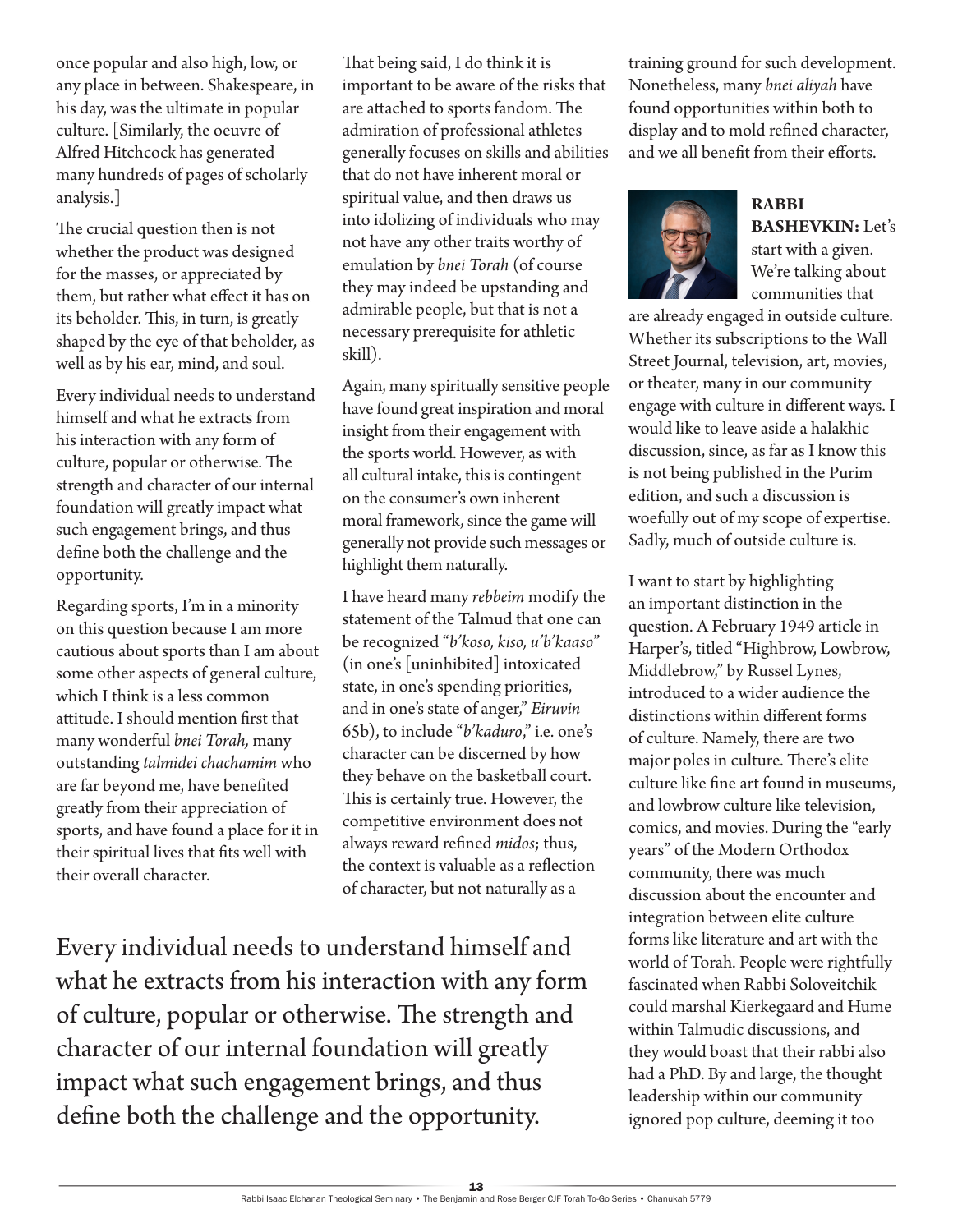once popular and also high, low, or any place in between. Shakespeare, in his day, was the ultimate in popular culture. [Similarly, the oeuvre of Alfred Hitchcock has generated many hundreds of pages of scholarly analysis.]

The crucial question then is not whether the product was designed for the masses, or appreciated by them, but rather what effect it has on its beholder. This, in turn, is greatly shaped by the eye of that beholder, as well as by his ear, mind, and soul.

Every individual needs to understand himself and what he extracts from his interaction with any form of culture, popular or otherwise. The strength and character of our internal foundation will greatly impact what such engagement brings, and thus define both the challenge and the opportunity.

Regarding sports, I'm in a minority on this question because I am more cautious about sports than I am about some other aspects of general culture, which I think is a less common attitude. I should mention first that many wonderful *bnei Torah,* many outstanding *talmidei chachamim* who are far beyond me, have benefited greatly from their appreciation of sports, and have found a place for it in their spiritual lives that fits well with their overall character.

That being said, I do think it is important to be aware of the risks that are attached to sports fandom. The admiration of professional athletes generally focuses on skills and abilities that do not have inherent moral or spiritual value, and then draws us into idolizing of individuals who may not have any other traits worthy of emulation by *bnei Torah* (of course they may indeed be upstanding and admirable people, but that is not a necessary prerequisite for athletic skill).

Again, many spiritually sensitive people have found great inspiration and moral insight from their engagement with the sports world. However, as with all cultural intake, this is contingent on the consumer's own inherent moral framework, since the game will generally not provide such messages or highlight them naturally.

I have heard many *rebbeim* modify the statement of the Talmud that one can be recognized "*b'koso, kiso, u'b'kaaso*" (in one's [uninhibited] intoxicated state, in one's spending priorities, and in one's state of anger," *Eiruvin* 65b), to include "*b'kaduro*," i.e. one's character can be discerned by how they behave on the basketball court. This is certainly true. However, the competitive environment does not always reward refined *midos*; thus, the context is valuable as a reflection of character, but not naturally as a training ground for such development. Nonetheless, many *bnei aliyah* have found opportunities within both to display and to mold refined character, and we all benefit from their efforts.

> Every individual needs to understand himself and what he extracts from his interaction with any form of culture, popular or otherwise. The strength and character of our internal foundation will greatly impact what such engagement brings, and thus define both the challenge and the opportunity.

**RABBI BASHEVKIN:** Let's start with a given. We're talking about communities that are already engaged in outside culture. Whether its subscriptions to the Wall Street Journal, television, art, movies, or theater, many in our community engage with culture in different ways. I would like to leave aside a halakhic discussion, since, as far as I know this is not being published in the Purim edition, and such a discussion is woefully out of my scope of expertise. Sadly, much of outside culture is.

I want to start by highlighting an important distinction in the question. A February 1949 article in Harper's, titled "Highbrow, Lowbrow, Middlebrow," by Russel Lynes, introduced to a wider audience the distinctions within different forms of culture. Namely, there are two major poles in culture. There's elite culture like fine art found in museums, and lowbrow culture like television, comics, and movies. During the "early years" of the Modern Orthodox community, there was much discussion about the encounter and integration between elite culture forms like literature and art with the world of Torah. People were rightfully fascinated when Rabbi Soloveitchik could marshal Kierkegaard and Hume within Talmudic discussions, and they would boast that their rabbi also had a PhD. By and large, the thought leadership within our community ignored pop culture, deeming it too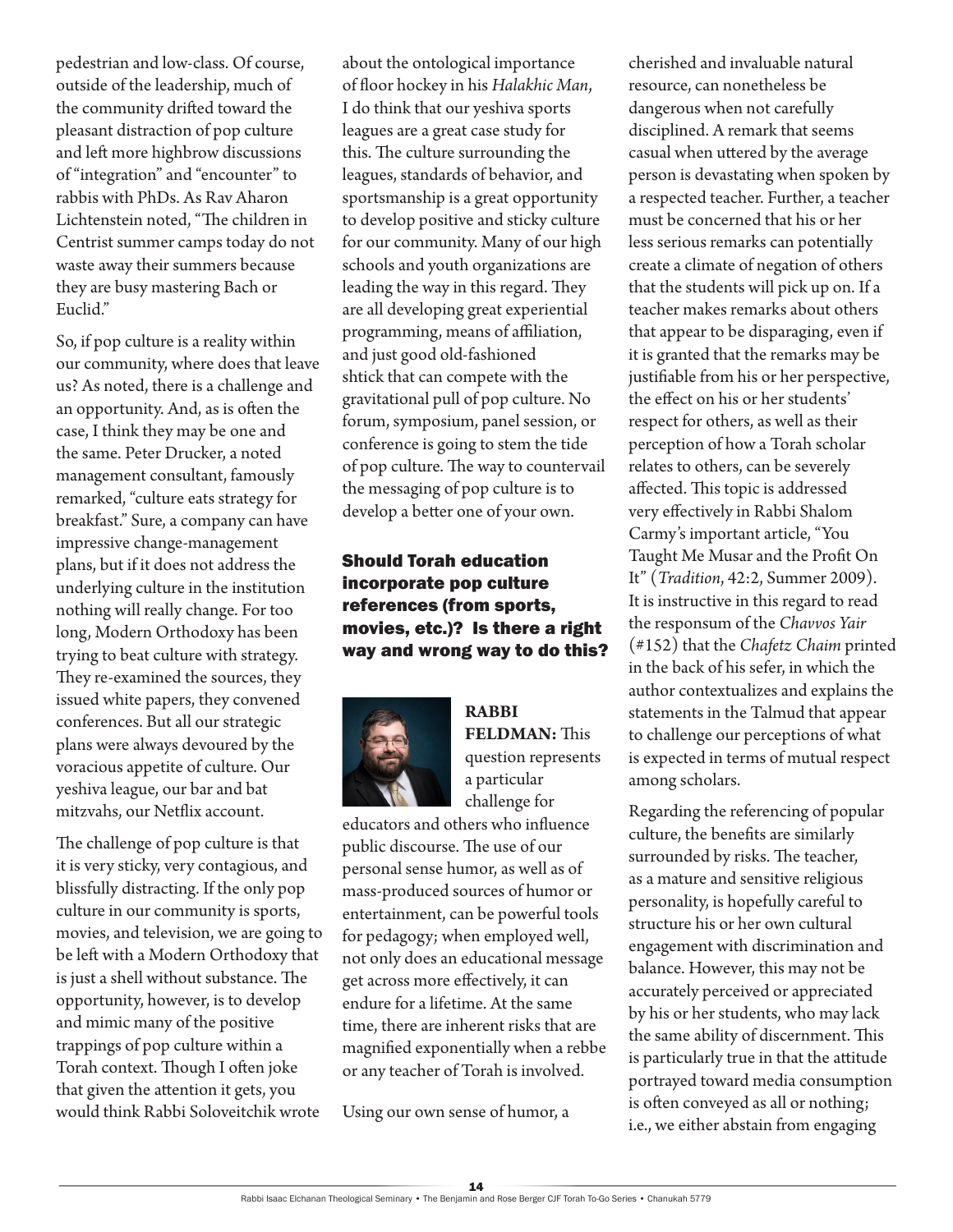pedestrian and low-class. Of course, outside of the leadership, much of the community drifted toward the pleasant distraction of pop culture and left more highbrow discussions of "integration" and "encounter" to rabbis with PhDs. As Rav Aharon Lichtenstein noted, "The children in Centrist summer camps today do not waste away their summers because they are busy mastering Bach or Euclid."

So, if pop culture is a reality within our community, where does that leave us? As noted, there is a challenge and an opportunity. And, as is often the case, I think they may be one and the same. Peter Drucker, a noted management consultant, famously remarked, "culture eats strategy for breakfast." Sure, a company can have impressive change-management plans, but if it does not address the underlying culture in the institution nothing will really change. For too long, Modern Orthodoxy has been trying to beat culture with strategy. They re-examined the sources, they issued white papers, they convened conferences. But all our strategic plans were always devoured by the voracious appetite of culture. Our yeshiva league, our bar and bat mitzvahs, our Netflix account.

The challenge of pop culture is that it is very sticky, very contagious, and blissfully distracting. If the only pop culture in our community is sports, movies, and television, we are going to be left with a Modern Orthodoxy that is just a shell without substance. The opportunity, however, is to develop and mimic many of the positive trappings of pop culture within a Torah context. Though I often joke that given the attention it gets, you would think Rabbi Soloveitchik wrote about the ontological importance of floor hockey in his *Halakhic Man*, I do think that our yeshiva sports leagues are a great case study for this. The culture surrounding the leagues, standards of behavior, and sportsmanship is a great opportunity to develop positive and sticky culture for our community. Many of our high schools and youth organizations are leading the way in this regard. They are all developing great experiential programming, means of affiliation, and just good old-fashioned shtick that can compete with the gravitational pull of pop culture. No forum, symposium, panel session, or conference is going to stem the tide of pop culture. The way to countervail the messaging of pop culture is to develop a better one of your own.

## Should Torah education incorporate pop culture references (from sports, movies, etc.)? Is there a right way and wrong way to do this?

**RABBI FELDMAN:** This question represents a particular challenge for educators and others who influence public discourse. The use of our personal sense humor, as well as of mass-produced sources of humor or entertainment, can be powerful tools for pedagogy; when employed well, not only does an educational message get across more effectively, it can endure for a lifetime. At the same time, there are inherent risks that are magnified exponentially when a rebbe or any teacher of Torah is involved.

Using our own sense of humor, a cherished and invaluable natural resource, can nonetheless be dangerous when not carefully disciplined. A remark that seems casual when uttered by the average person is devastating when spoken by a respected teacher. Further, a teacher must be concerned that his or her less serious remarks can potentially create a climate of negation of others that the students will pick up on. If a teacher makes remarks about others that appear to be disparaging, even if it is granted that the remarks may be justifiable from his or her perspective, the effect on his or her students' respect for others, as well as their perception of how a Torah scholar relates to others, can be severely affected. This topic is addressed very effectively in Rabbi Shalom Carmy's important article, "You Taught Me Musar and the Profit On It" (*Tradition*, 42:2, Summer 2009). It is instructive in this regard to read the responsum of the *Chavvos Yair* (#152) that the *Chafetz Chaim* printed in the back of his sefer, in which the author contextualizes and explains the statements in the Talmud that appear to challenge our perceptions of what is expected in terms of mutual respect among scholars.

Regarding the referencing of popular culture, the benefits are similarly surrounded by risks. The teacher, as a mature and sensitive religious personality, is hopefully careful to structure his or her own cultural engagement with discrimination and balance. However, this may not be accurately perceived or appreciated by his or her students, who may lack the same ability of discernment. This is particularly true in that the attitude portrayed toward media consumption is often conveyed as all or nothing; i.e., we either abstain from engaging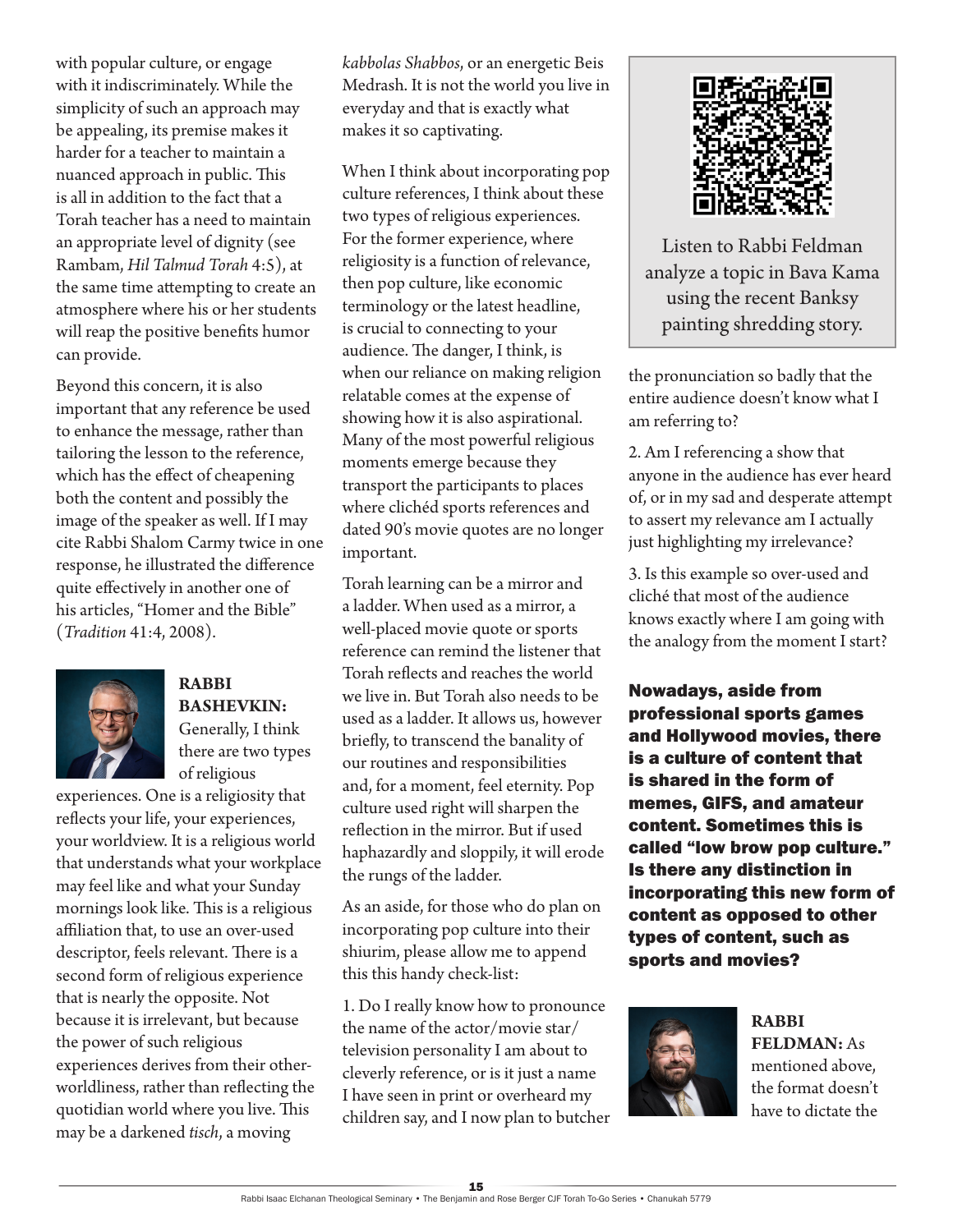with popular culture, or engage with it indiscriminately. While the simplicity of such an approach may be appealing, its premise makes it harder for a teacher to maintain a nuanced approach in public. This is all in addition to the fact that a Torah teacher has a need to maintain an appropriate level of dignity (see Rambam, *Hil Talmud Torah* 4:5), at the same time attempting to create an atmosphere where his or her students will reap the positive benefits humor can provide.

Beyond this concern, it is also important that any reference be used to enhance the message, rather than tailoring the lesson to the reference, which has the effect of cheapening both the content and possibly the image of the speaker as well. If I may cite Rabbi Shalom Carmy twice in one response, he illustrated the difference quite effectively in another one of his articles, "Homer and the Bible" (*Tradition* 41:4, 2008).

**RABBI BASHEVKIN:** Generally, I think there are two types of religious experiences. One is a religiosity that reflects your life, your experiences, your worldview. It is a religious world that understands what your workplace may feel like and what your Sunday mornings look like. This is a religious affiliation that, to use an over-used descriptor, feels relevant. There is a second form of religious experience that is nearly the opposite. Not because it is irrelevant, but because the power of such religious experiences derives from their other-worldliness, rather than reflecting the quotidian world where you live. This may be a darkened *tisch*, a moving *kabbolas Shabbos*, or an energetic Beis Medrash. It is not the world you live in everyday and that is exactly what makes it so captivating.

When I think about incorporating pop culture references, I think about these two types of religious experiences. For the former experience, where religiosity is a function of relevance, then pop culture, like economic terminology or the latest headline, is crucial to connecting to your audience. The danger, I think, is when our reliance on making religion relatable comes at the expense of showing how it is also aspirational. Many of the most powerful religious moments emerge because they transport the participants to places where clichéd sports references and dated 90's movie quotes are no longer important.

Torah learning can be a mirror and a ladder. When used as a mirror, a well-placed movie quote or sports reference can remind the listener that Torah reflects and reaches the world we live in. But Torah also needs to be used as a ladder. It allows us, however briefly, to transcend the banality of our routines and responsibilities and, for a moment, feel eternity. Pop culture used right will sharpen the reflection in the mirror. But if used haphazardly and sloppily, it will erode the rungs of the ladder.

As an aside, for those who do plan on incorporating pop culture into their shiurim, please allow me to append this this handy check-list:

1. Do I really know how to pronounce the name of the actor/movie star/television personality I am about to cleverly reference, or is it just a name I have seen in print or overheard my children say, and I now plan to butcher the pronunciation so badly that the entire audience doesn't know what I am referring to?

2. Am I referencing a show that anyone in the audience has ever heard of, or in my sad and desperate attempt to assert my relevance am I actually just highlighting my irrelevance?

3. Is this example so over-used and cliché that most of the audience knows exactly where I am going with the analogy from the moment I start?

Listen to Rabbi Feldman analyze a topic in Bava Kama using the recent Banksy painting shredding story.

**Nowadays, aside from professional sports games and Hollywood movies, there is a culture of content that is shared in the form of memes, GIFS, and amateur content. Sometimes this is called "low brow pop culture." Is there any distinction in incorporating this new form of content as opposed to other types of content, such as sports and movies?**

**RABBI FELDMAN:** As mentioned above, the format doesn't have to dictate the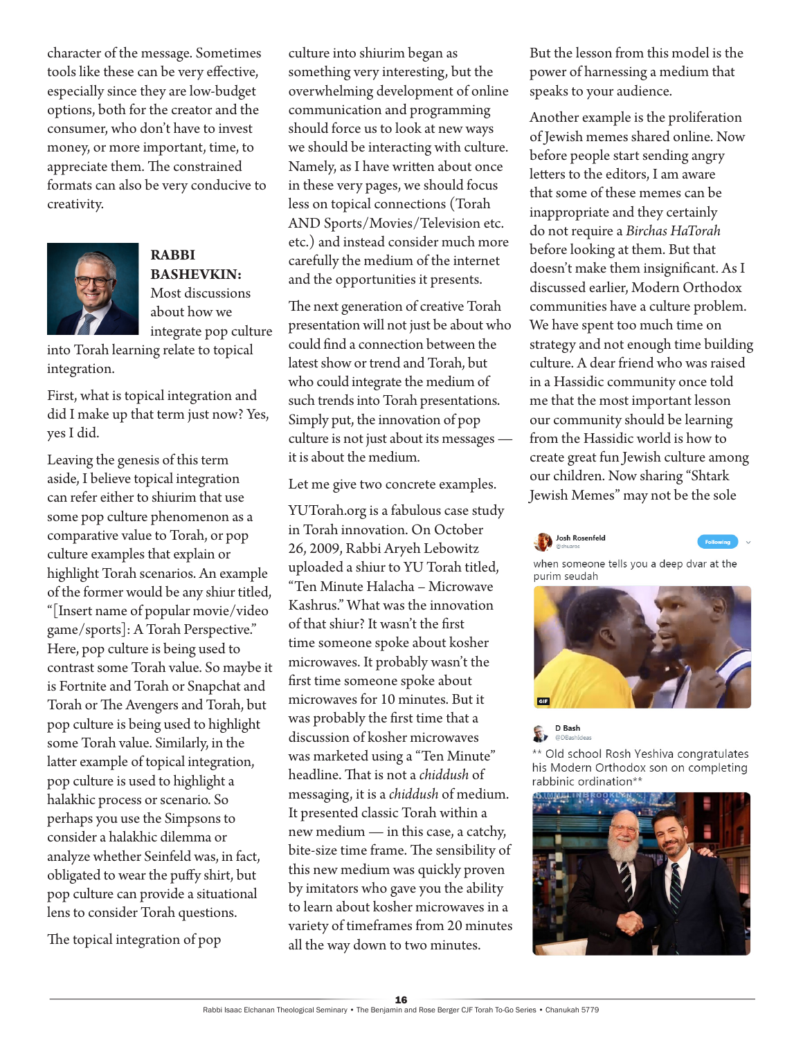character of the message. Sometimes tools like these can be very effective, especially since they are low-budget options, both for the creator and the consumer, who don't have to invest money, or more important, time, to appreciate them. The constrained formats can also be very conducive to creativity.

**RABBI BASHEVKIN:** Most discussions about how we integrate pop culture into Torah learning relate to topical integration.

First, what is topical integration and did I make up that term just now? Yes, yes I did.

Leaving the genesis of this term aside, I believe topical integration can refer either to shiurim that use some pop culture phenomenon as a comparative value to Torah, or pop culture examples that explain or highlight Torah scenarios. An example of the former would be any shiur titled, "[Insert name of popular movie/video game/sports]: A Torah Perspective." Here, pop culture is being used to contrast some Torah value. So maybe it is Fortnite and Torah or Snapchat and Torah or The Avengers and Torah, but pop culture is being used to highlight some Torah value. Similarly, in the latter example of topical integration, pop culture is used to highlight a halakhic process or scenario. So perhaps you use the Simpsons to consider a halakhic dilemma or analyze whether Seinfeld was, in fact, obligated to wear the puffy shirt, but pop culture can provide a situational lens to consider Torah questions.

The topical integration of pop culture into shiurim began as something very interesting, but the overwhelming development of online communication and programming should force us to look at new ways we should be interacting with culture. Namely, as I have written about once in these very pages, we should focus less on topical connections (Torah AND Sports/Movies/Television etc. etc.) and instead consider much more carefully the medium of the internet and the opportunities it presents.

The next generation of creative Torah presentation will not just be about who could find a connection between the latest show or trend and Torah, but who could integrate the medium of such trends into Torah presentations. Simply put, the innovation of pop culture is not just about its messages — it is about the medium.

Let me give two concrete examples.

YUTorah.org is a fabulous case study in Torah innovation. On October 26, 2009, Rabbi Aryeh Lebowitz uploaded a shiur to YU Torah titled, "Ten Minute Halacha – Microwave Kashrus." What was the innovation of that shiur? It wasn't the first time someone spoke about kosher microwaves. It probably wasn't the first time someone spoke about microwaves for 10 minutes. But it was probably the first time that a discussion of kosher microwaves was marketed using a "Ten Minute" headline. That is not a *chiddush* of messaging, it is a *chiddush* of medium. It presented classic Torah within a new medium — in this case, a catchy, bite-size time frame. The sensibility of this new medium was quickly proven by imitators who gave you the ability to learn about kosher microwaves in a variety of timeframes from 20 minutes all the way down to two minutes.

But the lesson from this model is the power of harnessing a medium that speaks to your audience.

Another example is the proliferation of Jewish memes shared online. Now before people start sending angry letters to the editors, I am aware that some of these memes can be inappropriate and they certainly do not require a *Birchas HaTorah* before looking at them. But that doesn't make them insignificant. As I discussed earlier, Modern Orthodox communities have a culture problem. We have spent too much time on strategy and not enough time building culture. A dear friend who was raised in a Hassidic community once told me that the most important lesson our community should be learning from the Hassidic world is how to create great fun Jewish culture among our children. Now sharing "Shtark Jewish Memes" may not be the sole

Josh Rosenfeld @shuaros

when someone tells you a deep dvar at the purim seudah

D Bash @DBashIdeas

** Old school Rosh Yeshiva congratulates his Modern Orthodox son on completing rabbinic ordination**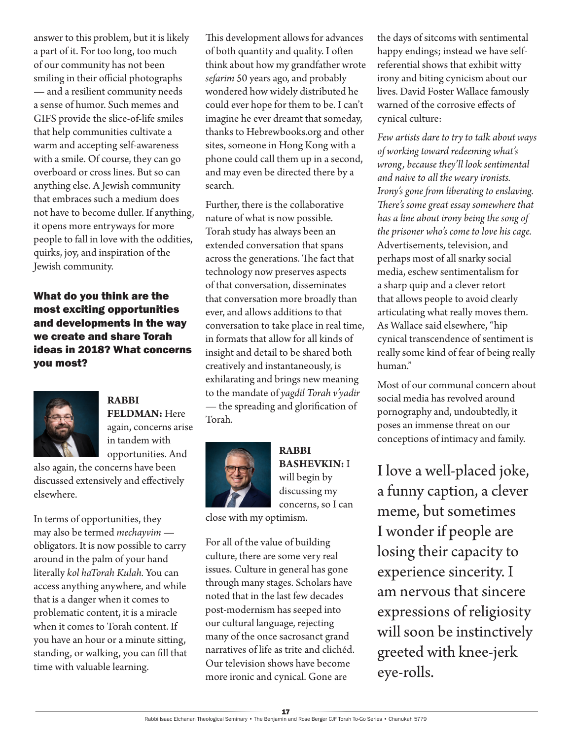answer to this problem, but it is likely a part of it. For too long, too much of our community has not been smiling in their official photographs — and a resilient community needs a sense of humor. Such memes and GIFS provide the slice-of-life smiles that help communities cultivate a warm and accepting self-awareness with a smile. Of course, they can go overboard or cross lines. But so can anything else. A Jewish community that embraces such a medium does not have to become duller. If anything, it opens more entryways for more people to fall in love with the oddities, quirks, joy, and inspiration of the Jewish community.

### What do you think are the most exciting opportunities and developments in the way we create and share Torah ideas in 2018? What concerns you most?

**RABBI FELDMAN:** Here again, concerns arise in tandem with opportunities. And also again, the concerns have been discussed extensively and effectively elsewhere.

In terms of opportunities, they may also be termed *mechayvim* — obligators. It is now possible to carry around in the palm of your hand literally *kol haTorah Kulah.* You can access anything anywhere, and while that is a danger when it comes to problematic content, it is a miracle when it comes to Torah content. If you have an hour or a minute sitting, standing, or walking, you can fill that time with valuable learning.

This development allows for advances of both quantity and quality. I often think about how my grandfather wrote *sefarim* 50 years ago, and probably wondered how widely distributed he could ever hope for them to be. I can't imagine he ever dreamt that someday, thanks to Hebrewbooks.org and other sites, someone in Hong Kong with a phone could call them up in a second, and may even be directed there by a search.

Further, there is the collaborative nature of what is now possible. Torah study has always been an extended conversation that spans across the generations. The fact that technology now preserves aspects of that conversation, disseminates that conversation more broadly than ever, and allows additions to that conversation to take place in real time, in formats that allow for all kinds of insight and detail to be shared both creatively and instantaneously, is exhilarating and brings new meaning to the mandate of *yagdil Torah v'yadir* — the spreading and glorification of Torah.

**RABBI BASHEVKIN:** I will begin by discussing my concerns, so I can close with my optimism.

For all of the value of building culture, there are some very real issues. Culture in general has gone through many stages. Scholars have noted that in the last few decades post-modernism has seeped into our cultural language, rejecting many of the once sacrosanct grand narratives of life as trite and clichéd. Our television shows have become more ironic and cynical. Gone are the days of sitcoms with sentimental happy endings; instead we have self-referential shows that exhibit witty irony and biting cynicism about our lives. David Foster Wallace famously warned of the corrosive effects of cynical culture:

*Few artists dare to try to talk about ways of working toward redeeming what's wrong, because they'll look sentimental and naive to all the weary ironists. Irony's gone from liberating to enslaving. There's some great essay somewhere that has a line about irony being the song of the prisoner who's come to love his cage.*

Advertisements, television, and perhaps most of all snarky social media, eschew sentimentalism for a sharp quip and a clever retort that allows people to avoid clearly articulating what really moves them. As Wallace said elsewhere, "hip cynical transcendence of sentiment is really some kind of fear of being really human."

Most of our communal concern about social media has revolved around pornography and, undoubtedly, it poses an immense threat on our conceptions of intimacy and family.

> I love a well-placed joke, a funny caption, a clever meme, but sometimes I wonder if people are losing their capacity to experience sincerity. I am nervous that sincere expressions of religiosity will soon be instinctively greeted with knee-jerk eye-rolls.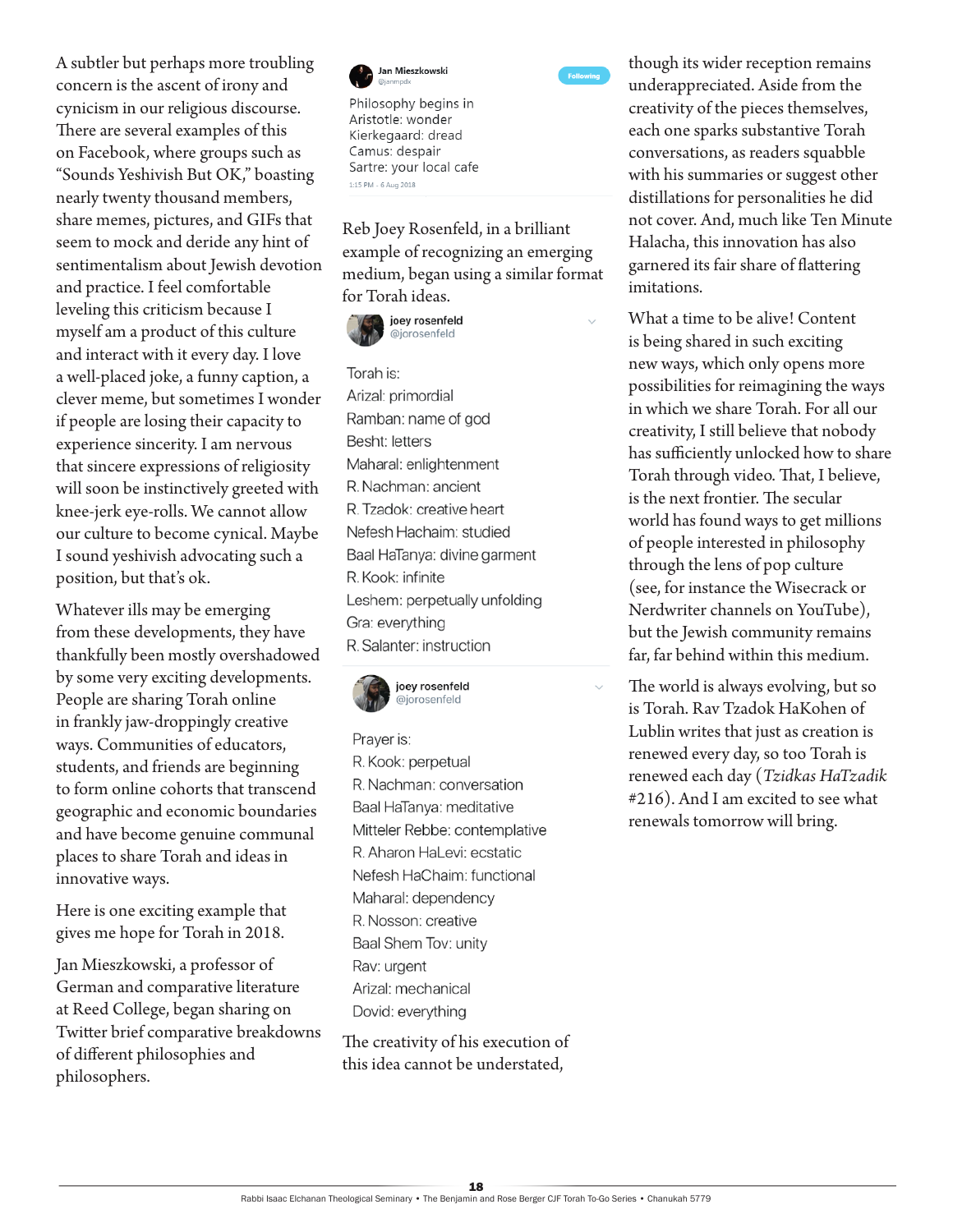A subtler but perhaps more troubling concern is the ascent of irony and cynicism in our religious discourse. There are several examples of this on Facebook, where groups such as "Sounds Yeshivish But OK," boasting nearly twenty thousand members, share memes, pictures, and GIFs that seem to mock and deride any hint of sentimentalism about Jewish devotion and practice. I feel comfortable leveling this criticism because I myself am a product of this culture and interact with it every day. I love a well-placed joke, a funny caption, a clever meme, but sometimes I wonder if people are losing their capacity to experience sincerity. I am nervous that sincere expressions of religiosity will soon be instinctively greeted with knee-jerk eye-rolls. We cannot allow our culture to become cynical. Maybe I sound yeshivish advocating such a position, but that's ok.

Whatever ills may be emerging from these developments, they have thankfully been mostly overshadowed by some very exciting developments. People are sharing Torah online in frankly jaw-droppingly creative ways. Communities of educators, students, and friends are beginning to form online cohorts that transcend geographic and economic boundaries and have become genuine communal places to share Torah and ideas in innovative ways.

Here is one exciting example that gives me hope for Torah in 2018.

Jan Mieszkowski, a professor of German and comparative literature at Reed College, began sharing on Twitter brief comparative breakdowns of different philosophies and philosophers.

Jan Mieszkowski
@janmpdx
Following

Philosophy begins in
Aristotle: wonder
Kierkegaard: dread
Camus: despair
Sartre: your local cafe

1:15 PM - 6 Aug 2018

Reb Joey Rosenfeld, in a brilliant example of recognizing an emerging medium, began using a similar format for Torah ideas.

joey rosenfeld
@jorosenfeld

Torah is:
Arizal: primordial
Ramban: name of god
Besht: letters
Maharal: enlightenment
R. Nachman: ancient
R. Tzadok: creative heart
Nefesh Hachaim: studied
Baal HaTanya: divine garment
R. Kook: infinite
Leshem: perpetually unfolding
Gra: everything
R. Salanter: instruction

joey rosenfeld
@jorosenfeld

Prayer is:
R. Kook: perpetual
R. Nachman: conversation
Baal HaTanya: meditative
Mitteler Rebbe: contemplative
R. Aharon HaLevi: ecstatic
Nefesh HaChaim: functional
Maharal: dependency
R. Nosson: creative
Baal Shem Tov: unity
Rav: urgent
Arizal: mechanical
Dovid: everything

The creativity of his execution of this idea cannot be understated, though its wider reception remains underappreciated. Aside from the creativity of the pieces themselves, each one sparks substantive Torah conversations, as readers squabble with his summaries or suggest other distillations for personalities he did not cover. And, much like Ten Minute Halacha, this innovation has also garnered its fair share of flattering imitations.

What a time to be alive! Content is being shared in such exciting new ways, which only opens more possibilities for reimagining the ways in which we share Torah. For all our creativity, I still believe that nobody has sufficiently unlocked how to share Torah through video. That, I believe, is the next frontier. The secular world has found ways to get millions of people interested in philosophy through the lens of pop culture (see, for instance the Wisecrack or Nerdwriter channels on YouTube), but the Jewish community remains far, far behind within this medium.

The world is always evolving, but so is Torah. Rav Tzadok HaKohen of Lublin writes that just as creation is renewed every day, so too Torah is renewed each day (*Tzidkas HaTzadik* #216). And I am excited to see what renewals tomorrow will bring.